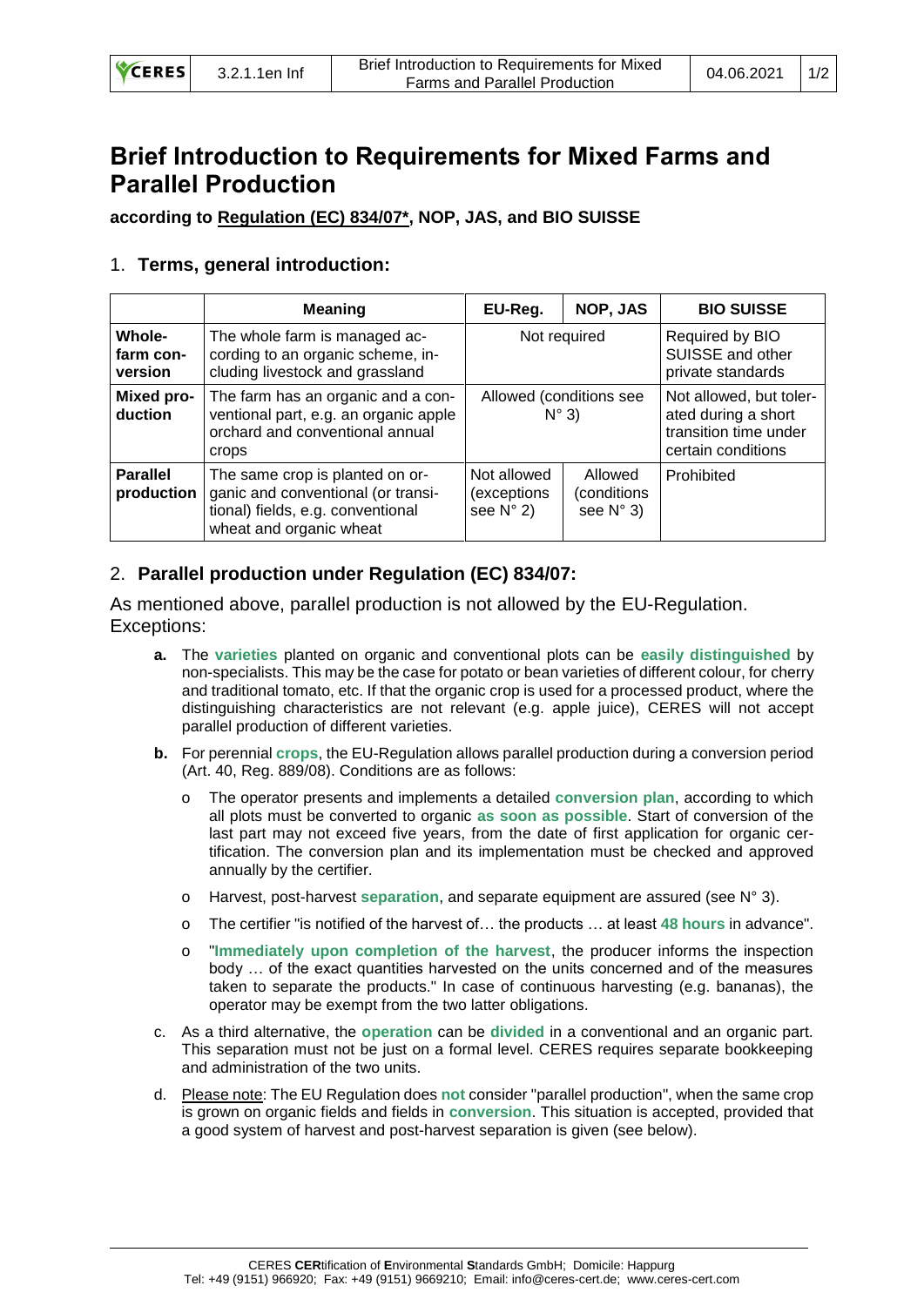# Brief Introduction to Requirements for Mixed Farms and Parallel Production

**according to Regulation (EC) 834/07\*, NOP, JAS, and BIO SUISSE**

## 1. Terms, general introduction:

| | Meaning | EU-Reg. | NOP, JAS | BIO SUISSE |
|---|---|---|---|---|
| **Whole-farm conversion** | The whole farm is managed according to an organic scheme, including livestock and grassland | Not required | | Required by BIO SUISSE and other private standards |
| **Mixed production** | The farm has an organic and a conventional part, e.g. an organic apple orchard and conventional annual crops | Allowed (conditions see N° 3) | | Not allowed, but tolerated during a short transition time under certain conditions |
| **Parallel production** | The same crop is planted on organic and conventional (or transitional) fields, e.g. conventional wheat and organic wheat | Not allowed (exceptions see N° 2) | Allowed (conditions see N° 3) | Prohibited |

## 2. Parallel production under Regulation (EC) 834/07:

As mentioned above, parallel production is not allowed by the EU-Regulation. Exceptions:

- **a.** The **varieties** planted on organic and conventional plots can be **easily distinguished** by non-specialists. This may be the case for potato or bean varieties of different colour, for cherry and traditional tomato, etc. If that the organic crop is used for a processed product, where the distinguishing characteristics are not relevant (e.g. apple juice), CERES will not accept parallel production of different varieties.
- **b.** For perennial **crops**, the EU-Regulation allows parallel production during a conversion period (Art. 40, Reg. 889/08). Conditions are as follows:
  - The operator presents and implements a detailed **conversion plan**, according to which all plots must be converted to organic **as soon as possible**. Start of conversion of the last part may not exceed five years, from the date of first application for organic certification. The conversion plan and its implementation must be checked and approved annually by the certifier.
  - Harvest, post-harvest **separation**, and separate equipment are assured (see N° 3).
  - The certifier "is notified of the harvest of… the products … at least **48 hours** in advance".
  - "**Immediately upon completion of the harvest**, the producer informs the inspection body … of the exact quantities harvested on the units concerned and of the measures taken to separate the products." In case of continuous harvesting (e.g. bananas), the operator may be exempt from the two latter obligations.
- c. As a third alternative, the **operation** can be **divided** in a conventional and an organic part. This separation must not be just on a formal level. CERES requires separate bookkeeping and administration of the two units.
- d. Please note: The EU Regulation does **not** consider "parallel production", when the same crop is grown on organic fields and fields in **conversion**. This situation is accepted, provided that a good system of harvest and post-harvest separation is given (see below).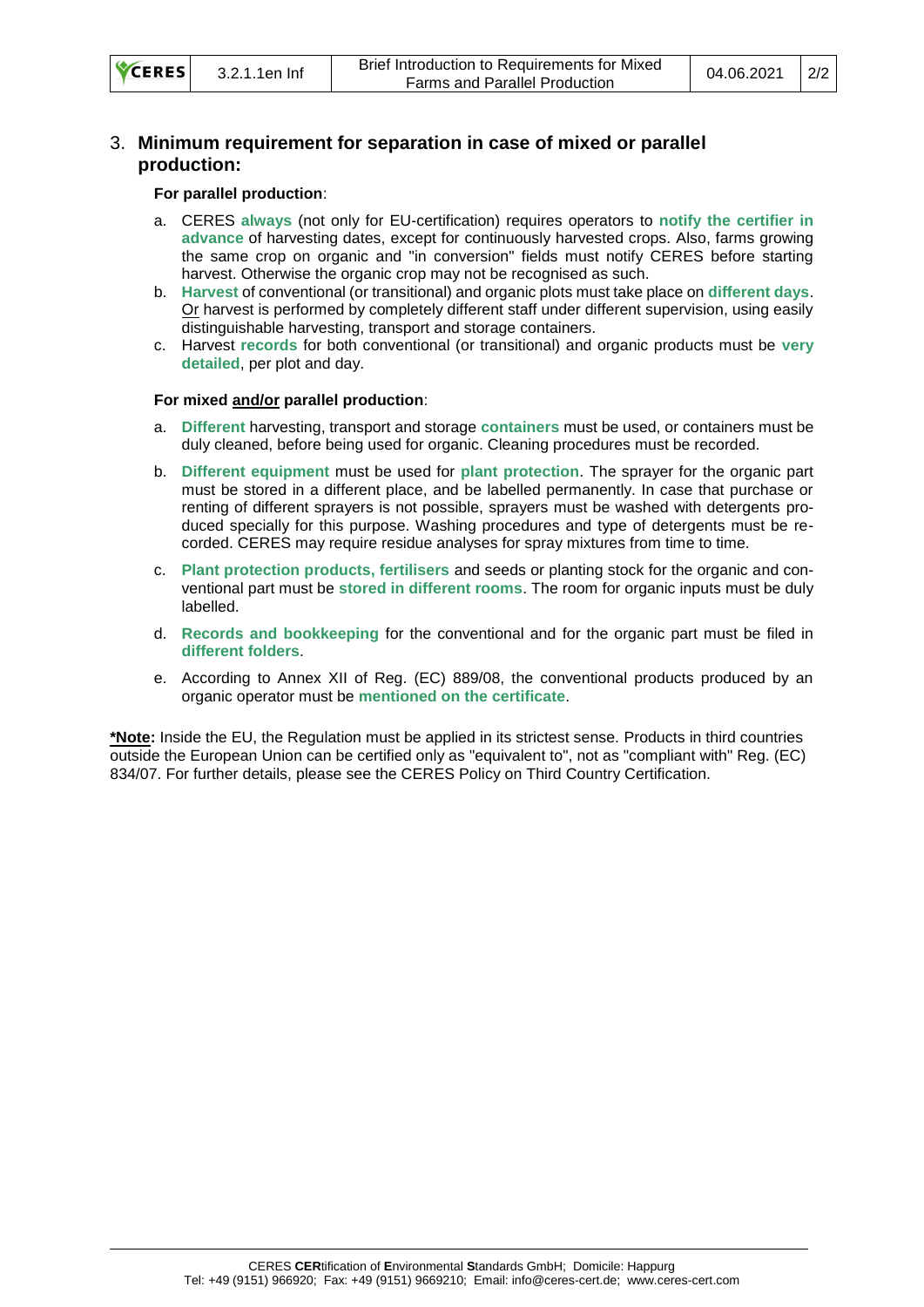## 3. Minimum requirement for separation in case of mixed or parallel production:

**For parallel production**:

a. CERES **always** (not only for EU-certification) requires operators to **notify the certifier in advance** of harvesting dates, except for continuously harvested crops. Also, farms growing the same crop on organic and "in conversion" fields must notify CERES before starting harvest. Otherwise the organic crop may not be recognised as such.

b. **Harvest** of conventional (or transitional) and organic plots must take place on **different days**. Or harvest is performed by completely different staff under different supervision, using easily distinguishable harvesting, transport and storage containers.

c. Harvest **records** for both conventional (or transitional) and organic products must be **very detailed**, per plot and day.

**For mixed and/or parallel production**:

a. **Different** harvesting, transport and storage **containers** must be used, or containers must be duly cleaned, before being used for organic. Cleaning procedures must be recorded.

b. **Different equipment** must be used for **plant protection**. The sprayer for the organic part must be stored in a different place, and be labelled permanently. In case that purchase or renting of different sprayers is not possible, sprayers must be washed with detergents produced specially for this purpose. Washing procedures and type of detergents must be recorded. CERES may require residue analyses for spray mixtures from time to time.

c. **Plant protection products, fertilisers** and seeds or planting stock for the organic and conventional part must be **stored in different rooms**. The room for organic inputs must be duly labelled.

d. **Records and bookkeeping** for the conventional and for the organic part must be filed in **different folders**.

e. According to Annex XII of Reg. (EC) 889/08, the conventional products produced by an organic operator must be **mentioned on the certificate**.

**\*Note:** Inside the EU, the Regulation must be applied in its strictest sense. Products in third countries outside the European Union can be certified only as "equivalent to", not as "compliant with" Reg. (EC) 834/07. For further details, please see the CERES Policy on Third Country Certification.